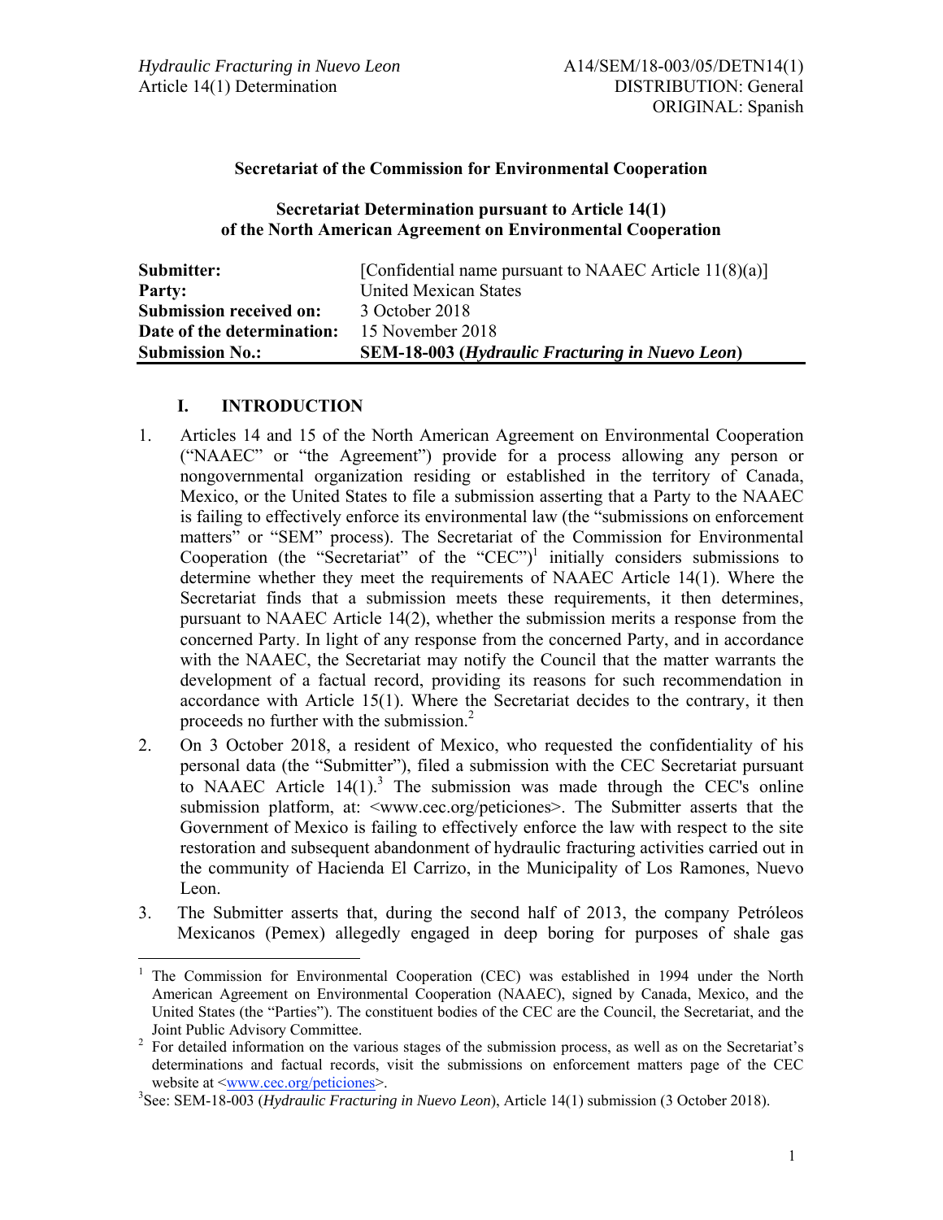*Hydraulic Fracturing in Nuevo Leon*
Article 14(1) Determination

A14/SEM/18-003/05/DETN14(1)
DISTRIBUTION: General
ORIGINAL: Spanish

**Secretariat of the Commission for Environmental Cooperation**

**Secretariat Determination pursuant to Article 14(1) of the North American Agreement on Environmental Cooperation**

| | |
|---|---|
| **Submitter:** | [Confidential name pursuant to NAAEC Article 11(8)(a)] |
| **Party:** | United Mexican States |
| **Submission received on:** | 3 October 2018 |
| **Date of the determination:** | 15 November 2018 |
| **Submission No.:** | **SEM-18-003 (*Hydraulic Fracturing in Nuevo Leon*)** |

## I. INTRODUCTION

1. Articles 14 and 15 of the North American Agreement on Environmental Cooperation ("NAAEC" or "the Agreement") provide for a process allowing any person or nongovernmental organization residing or established in the territory of Canada, Mexico, or the United States to file a submission asserting that a Party to the NAAEC is failing to effectively enforce its environmental law (the "submissions on enforcement matters" or "SEM" process). The Secretariat of the Commission for Environmental Cooperation (the "Secretariat" of the "CEC")[1] initially considers submissions to determine whether they meet the requirements of NAAEC Article 14(1). Where the Secretariat finds that a submission meets these requirements, it then determines, pursuant to NAAEC Article 14(2), whether the submission merits a response from the concerned Party. In light of any response from the concerned Party, and in accordance with the NAAEC, the Secretariat may notify the Council that the matter warrants the development of a factual record, providing its reasons for such recommendation in accordance with Article 15(1). Where the Secretariat decides to the contrary, it then proceeds no further with the submission.[2]

2. On 3 October 2018, a resident of Mexico, who requested the confidentiality of his personal data (the "Submitter"), filed a submission with the CEC Secretariat pursuant to NAAEC Article 14(1).[3] The submission was made through the CEC's online submission platform, at: <www.cec.org/peticiones>. The Submitter asserts that the Government of Mexico is failing to effectively enforce the law with respect to the site restoration and subsequent abandonment of hydraulic fracturing activities carried out in the community of Hacienda El Carrizo, in the Municipality of Los Ramones, Nuevo Leon.

3. The Submitter asserts that, during the second half of 2013, the company Petróleos Mexicanos (Pemex) allegedly engaged in deep boring for purposes of shale gas

---

[1] The Commission for Environmental Cooperation (CEC) was established in 1994 under the North American Agreement on Environmental Cooperation (NAAEC), signed by Canada, Mexico, and the United States (the "Parties"). The constituent bodies of the CEC are the Council, the Secretariat, and the Joint Public Advisory Committee.

[2] For detailed information on the various stages of the submission process, as well as on the Secretariat's determinations and factual records, visit the submissions on enforcement matters page of the CEC website at <www.cec.org/peticiones>.

[3] See: SEM-18-003 (*Hydraulic Fracturing in Nuevo Leon*), Article 14(1) submission (3 October 2018).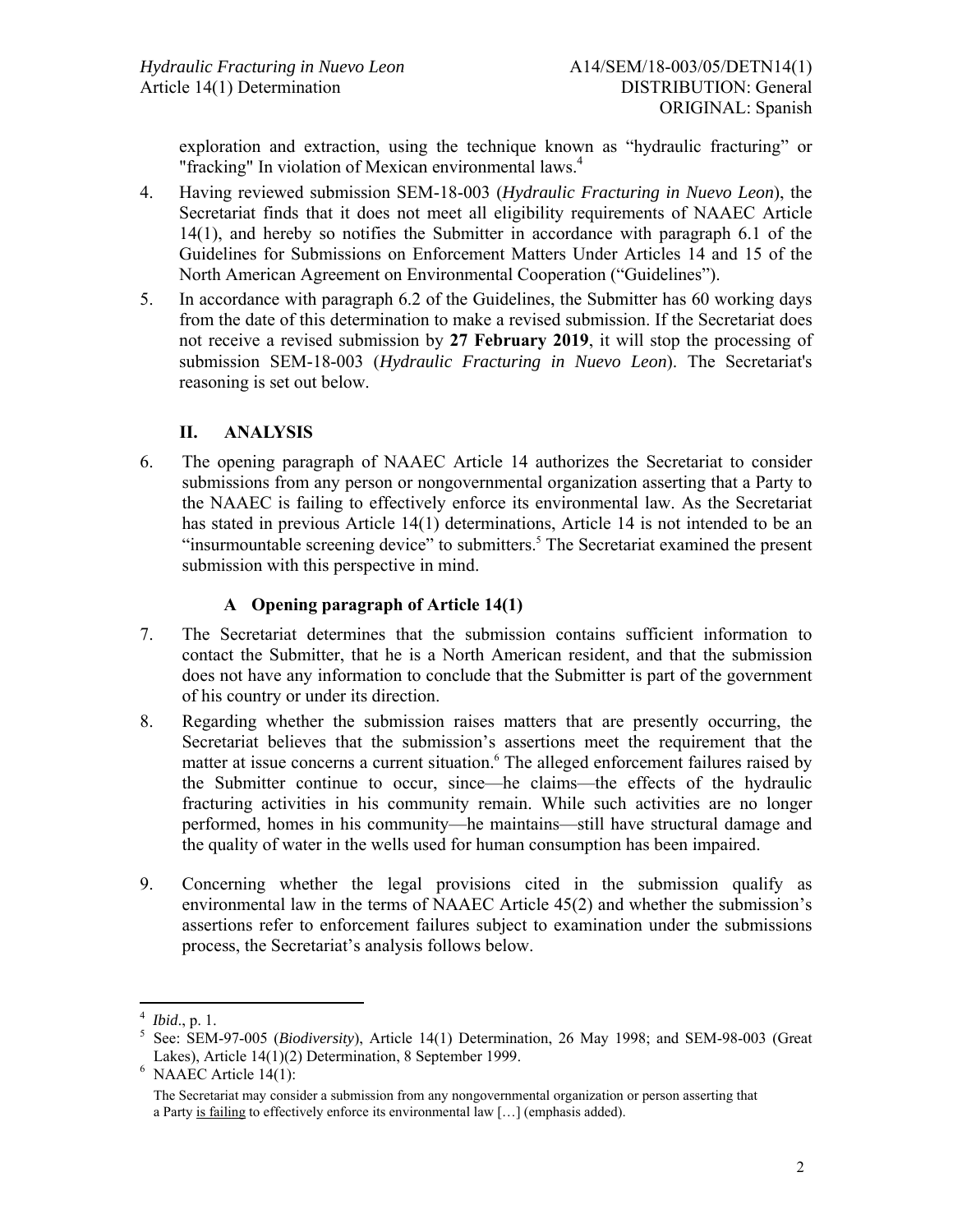exploration and extraction, using the technique known as "hydraulic fracturing" or "fracking" In violation of Mexican environmental laws.[4]

4. Having reviewed submission SEM-18-003 (*Hydraulic Fracturing in Nuevo Leon*), the Secretariat finds that it does not meet all eligibility requirements of NAAEC Article 14(1), and hereby so notifies the Submitter in accordance with paragraph 6.1 of the Guidelines for Submissions on Enforcement Matters Under Articles 14 and 15 of the North American Agreement on Environmental Cooperation ("Guidelines").

5. In accordance with paragraph 6.2 of the Guidelines, the Submitter has 60 working days from the date of this determination to make a revised submission. If the Secretariat does not receive a revised submission by **27 February 2019**, it will stop the processing of submission SEM-18-003 (*Hydraulic Fracturing in Nuevo Leon*). The Secretariat's reasoning is set out below.

## II. ANALYSIS

6. The opening paragraph of NAAEC Article 14 authorizes the Secretariat to consider submissions from any person or nongovernmental organization asserting that a Party to the NAAEC is failing to effectively enforce its environmental law. As the Secretariat has stated in previous Article 14(1) determinations, Article 14 is not intended to be an "insurmountable screening device" to submitters.[5] The Secretariat examined the present submission with this perspective in mind.

### A Opening paragraph of Article 14(1)

7. The Secretariat determines that the submission contains sufficient information to contact the Submitter, that he is a North American resident, and that the submission does not have any information to conclude that the Submitter is part of the government of his country or under its direction.

8. Regarding whether the submission raises matters that are presently occurring, the Secretariat believes that the submission's assertions meet the requirement that the matter at issue concerns a current situation.[6] The alleged enforcement failures raised by the Submitter continue to occur, since—he claims—the effects of the hydraulic fracturing activities in his community remain. While such activities are no longer performed, homes in his community—he maintains—still have structural damage and the quality of water in the wells used for human consumption has been impaired.

9. Concerning whether the legal provisions cited in the submission qualify as environmental law in the terms of NAAEC Article 45(2) and whether the submission's assertions refer to enforcement failures subject to examination under the submissions process, the Secretariat's analysis follows below.

---

[4] *Ibid*., p. 1.

[5] See: SEM-97-005 (*Biodiversity*), Article 14(1) Determination, 26 May 1998; and SEM-98-003 (Great Lakes), Article 14(1)(2) Determination, 8 September 1999.

[6] NAAEC Article 14(1):

The Secretariat may consider a submission from any nongovernmental organization or person asserting that a Party <u>is failing</u> to effectively enforce its environmental law […] (emphasis added).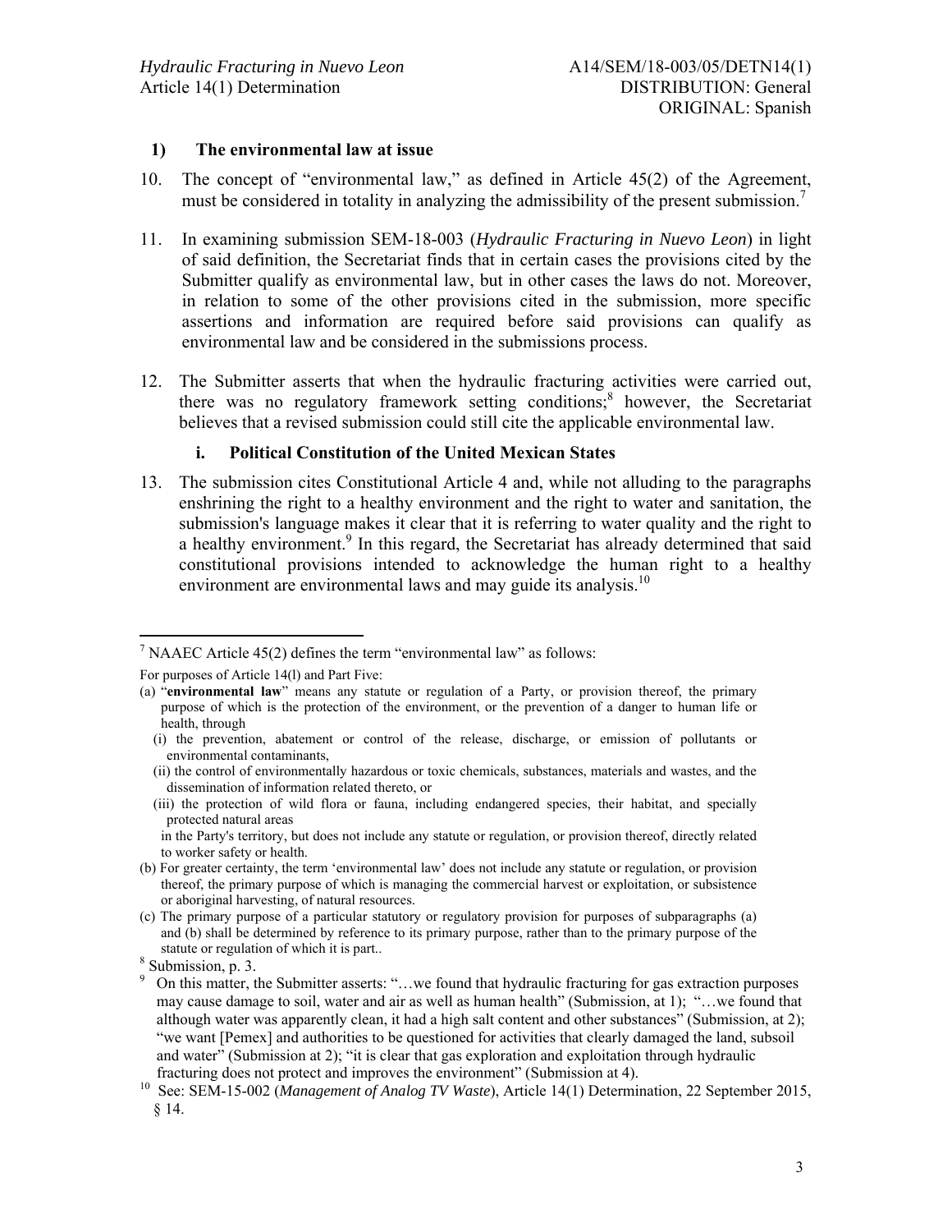### 1) The environmental law at issue

10. The concept of "environmental law," as defined in Article 45(2) of the Agreement, must be considered in totality in analyzing the admissibility of the present submission.[7]

11. In examining submission SEM-18-003 (*Hydraulic Fracturing in Nuevo Leon*) in light of said definition, the Secretariat finds that in certain cases the provisions cited by the Submitter qualify as environmental law, but in other cases the laws do not. Moreover, in relation to some of the other provisions cited in the submission, more specific assertions and information are required before said provisions can qualify as environmental law and be considered in the submissions process.

12. The Submitter asserts that when the hydraulic fracturing activities were carried out, there was no regulatory framework setting conditions;[8] however, the Secretariat believes that a revised submission could still cite the applicable environmental law.

#### i. Political Constitution of the United Mexican States

13. The submission cites Constitutional Article 4 and, while not alluding to the paragraphs enshrining the right to a healthy environment and the right to water and sanitation, the submission's language makes it clear that it is referring to water quality and the right to a healthy environment.[9] In this regard, the Secretariat has already determined that said constitutional provisions intended to acknowledge the human right to a healthy environment are environmental laws and may guide its analysis.[10]

---

[7] NAAEC Article 45(2) defines the term "environmental law" as follows:

For purposes of Article 14(l) and Part Five:

(a) "**environmental law**" means any statute or regulation of a Party, or provision thereof, the primary purpose of which is the protection of the environment, or the prevention of a danger to human life or health, through

(i) the prevention, abatement or control of the release, discharge, or emission of pollutants or environmental contaminants,

(ii) the control of environmentally hazardous or toxic chemicals, substances, materials and wastes, and the dissemination of information related thereto, or

(iii) the protection of wild flora or fauna, including endangered species, their habitat, and specially protected natural areas

in the Party's territory, but does not include any statute or regulation, or provision thereof, directly related to worker safety or health.

(b) For greater certainty, the term 'environmental law' does not include any statute or regulation, or provision thereof, the primary purpose of which is managing the commercial harvest or exploitation, or subsistence or aboriginal harvesting, of natural resources.

(c) The primary purpose of a particular statutory or regulatory provision for purposes of subparagraphs (a) and (b) shall be determined by reference to its primary purpose, rather than to the primary purpose of the statute or regulation of which it is part..

[8] Submission, p. 3.

[9] On this matter, the Submitter asserts: "…we found that hydraulic fracturing for gas extraction purposes may cause damage to soil, water and air as well as human health" (Submission, at 1); "…we found that although water was apparently clean, it had a high salt content and other substances" (Submission, at 2); "we want [Pemex] and authorities to be questioned for activities that clearly damaged the land, subsoil and water" (Submission at 2); "it is clear that gas exploration and exploitation through hydraulic fracturing does not protect and improves the environment" (Submission at 4).

[10] See: SEM-15-002 (*Management of Analog TV Waste*), Article 14(1) Determination, 22 September 2015, § 14.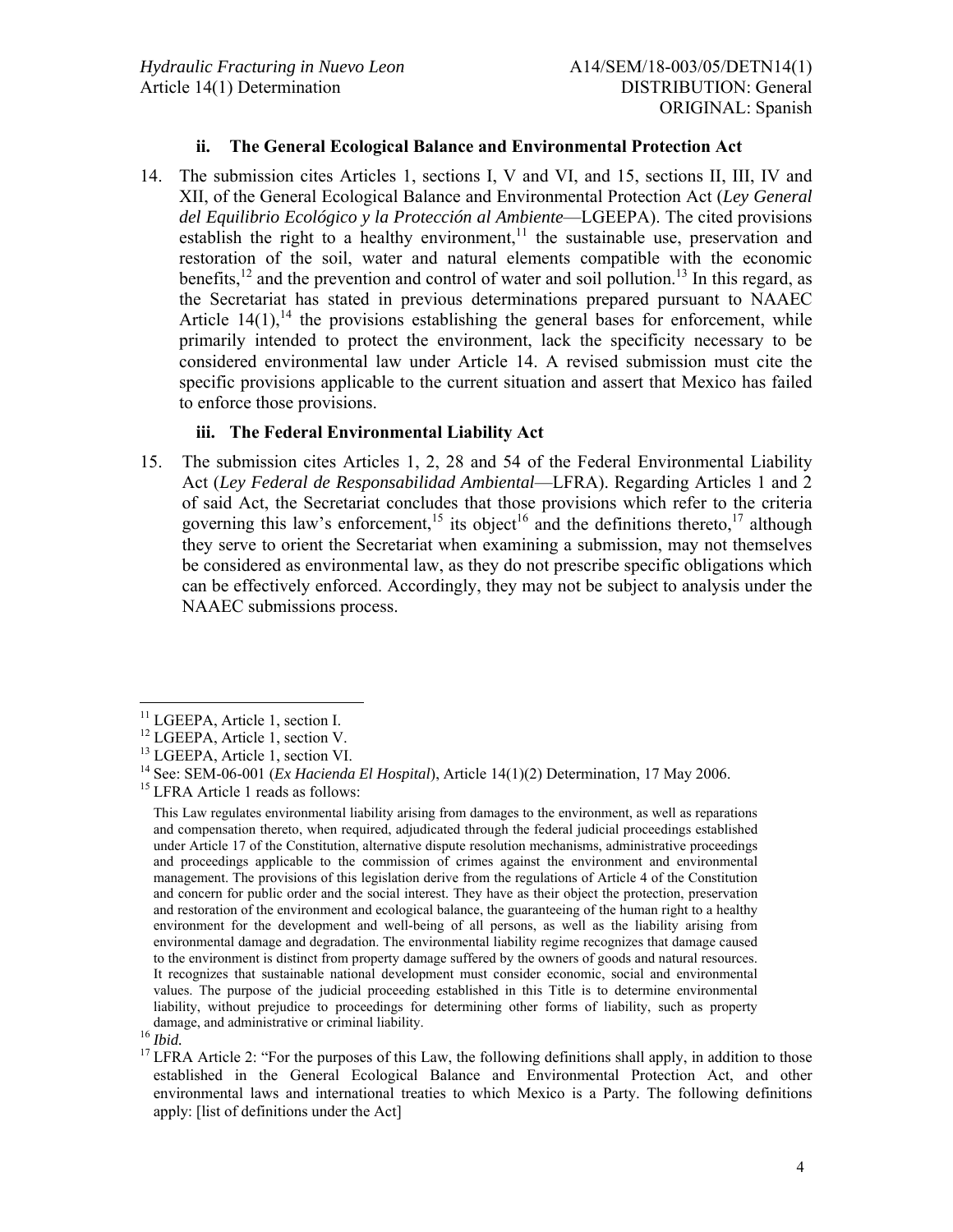### ii. The General Ecological Balance and Environmental Protection Act

14. The submission cites Articles 1, sections I, V and VI, and 15, sections II, III, IV and XII, of the General Ecological Balance and Environmental Protection Act (*Ley General del Equilibrio Ecológico y la Protección al Ambiente*—LGEEPA). The cited provisions establish the right to a healthy environment,[11] the sustainable use, preservation and restoration of the soil, water and natural elements compatible with the economic benefits,[12] and the prevention and control of water and soil pollution.[13] In this regard, as the Secretariat has stated in previous determinations prepared pursuant to NAAEC Article 14(1),[14] the provisions establishing the general bases for enforcement, while primarily intended to protect the environment, lack the specificity necessary to be considered environmental law under Article 14. A revised submission must cite the specific provisions applicable to the current situation and assert that Mexico has failed to enforce those provisions.

### iii. The Federal Environmental Liability Act

15. The submission cites Articles 1, 2, 28 and 54 of the Federal Environmental Liability Act (*Ley Federal de Responsabilidad Ambiental*—LFRA). Regarding Articles 1 and 2 of said Act, the Secretariat concludes that those provisions which refer to the criteria governing this law's enforcement,[15] its object[16] and the definitions thereto,[17] although they serve to orient the Secretariat when examining a submission, may not themselves be considered as environmental law, as they do not prescribe specific obligations which can be effectively enforced. Accordingly, they may not be subject to analysis under the NAAEC submissions process.

---

[11] LGEEPA, Article 1, section I.

[12] LGEEPA, Article 1, section V.

[13] LGEEPA, Article 1, section VI.

[14] See: SEM-06-001 (*Ex Hacienda El Hospital*), Article 14(1)(2) Determination, 17 May 2006.

[15] LFRA Article 1 reads as follows:

> This Law regulates environmental liability arising from damages to the environment, as well as reparations and compensation thereto, when required, adjudicated through the federal judicial proceedings established under Article 17 of the Constitution, alternative dispute resolution mechanisms, administrative proceedings and proceedings applicable to the commission of crimes against the environment and environmental management. The provisions of this legislation derive from the regulations of Article 4 of the Constitution and concern for public order and the social interest. They have as their object the protection, preservation and restoration of the environment and ecological balance, the guaranteeing of the human right to a healthy environment for the development and well-being of all persons, as well as the liability arising from environmental damage and degradation. The environmental liability regime recognizes that damage caused to the environment is distinct from property damage suffered by the owners of goods and natural resources. It recognizes that sustainable national development must consider economic, social and environmental values. The purpose of the judicial proceeding established in this Title is to determine environmental liability, without prejudice to proceedings for determining other forms of liability, such as property damage, and administrative or criminal liability.

[16] *Ibid.*

[17] LFRA Article 2: "For the purposes of this Law, the following definitions shall apply, in addition to those established in the General Ecological Balance and Environmental Protection Act, and other environmental laws and international treaties to which Mexico is a Party. The following definitions apply: [list of definitions under the Act]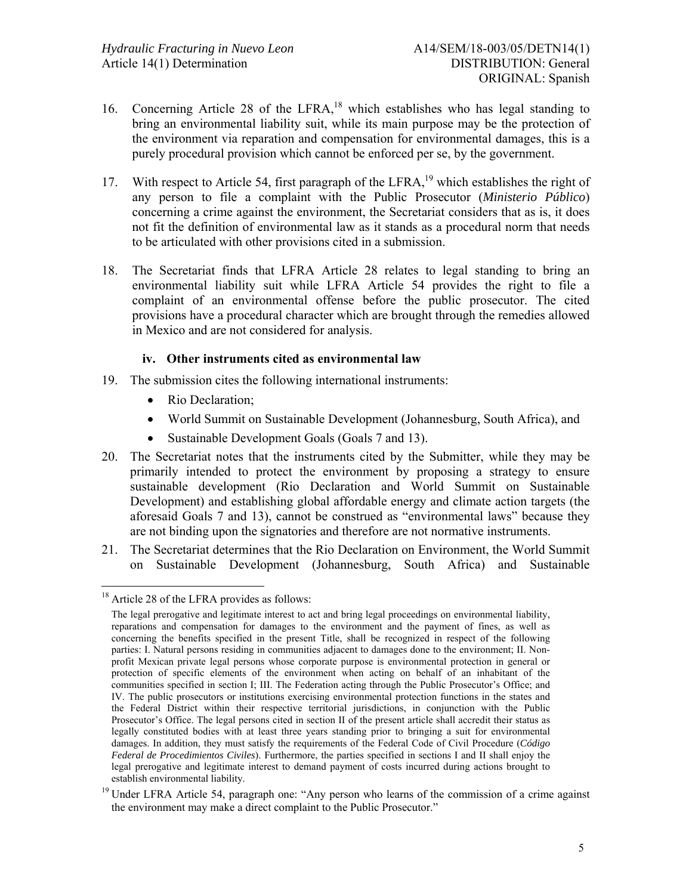16. Concerning Article 28 of the LFRA,[18] which establishes who has legal standing to bring an environmental liability suit, while its main purpose may be the protection of the environment via reparation and compensation for environmental damages, this is a purely procedural provision which cannot be enforced per se, by the government.

17. With respect to Article 54, first paragraph of the LFRA,[19] which establishes the right of any person to file a complaint with the Public Prosecutor (*Ministerio Público*) concerning a crime against the environment, the Secretariat considers that as is, it does not fit the definition of environmental law as it stands as a procedural norm that needs to be articulated with other provisions cited in a submission.

18. The Secretariat finds that LFRA Article 28 relates to legal standing to bring an environmental liability suit while LFRA Article 54 provides the right to file a complaint of an environmental offense before the public prosecutor. The cited provisions have a procedural character which are brought through the remedies allowed in Mexico and are not considered for analysis.

#### iv. Other instruments cited as environmental law

19. The submission cites the following international instruments:
    - Rio Declaration;
    - World Summit on Sustainable Development (Johannesburg, South Africa), and
    - Sustainable Development Goals (Goals 7 and 13).

20. The Secretariat notes that the instruments cited by the Submitter, while they may be primarily intended to protect the environment by proposing a strategy to ensure sustainable development (Rio Declaration and World Summit on Sustainable Development) and establishing global affordable energy and climate action targets (the aforesaid Goals 7 and 13), cannot be construed as "environmental laws" because they are not binding upon the signatories and therefore are not normative instruments.

21. The Secretariat determines that the Rio Declaration on Environment, the World Summit on Sustainable Development (Johannesburg, South Africa) and Sustainable

---

[18] Article 28 of the LFRA provides as follows:

The legal prerogative and legitimate interest to act and bring legal proceedings on environmental liability, reparations and compensation for damages to the environment and the payment of fines, as well as concerning the benefits specified in the present Title, shall be recognized in respect of the following parties: I. Natural persons residing in communities adjacent to damages done to the environment; II. Non-profit Mexican private legal persons whose corporate purpose is environmental protection in general or protection of specific elements of the environment when acting on behalf of an inhabitant of the communities specified in section I; III. The Federation acting through the Public Prosecutor's Office; and IV. The public prosecutors or institutions exercising environmental protection functions in the states and the Federal District within their respective territorial jurisdictions, in conjunction with the Public Prosecutor's Office. The legal persons cited in section II of the present article shall accredit their status as legally constituted bodies with at least three years standing prior to bringing a suit for environmental damages. In addition, they must satisfy the requirements of the Federal Code of Civil Procedure (*Código Federal de Procedimientos Civiles*). Furthermore, the parties specified in sections I and II shall enjoy the legal prerogative and legitimate interest to demand payment of costs incurred during actions brought to establish environmental liability.

[19] Under LFRA Article 54, paragraph one: "Any person who learns of the commission of a crime against the environment may make a direct complaint to the Public Prosecutor."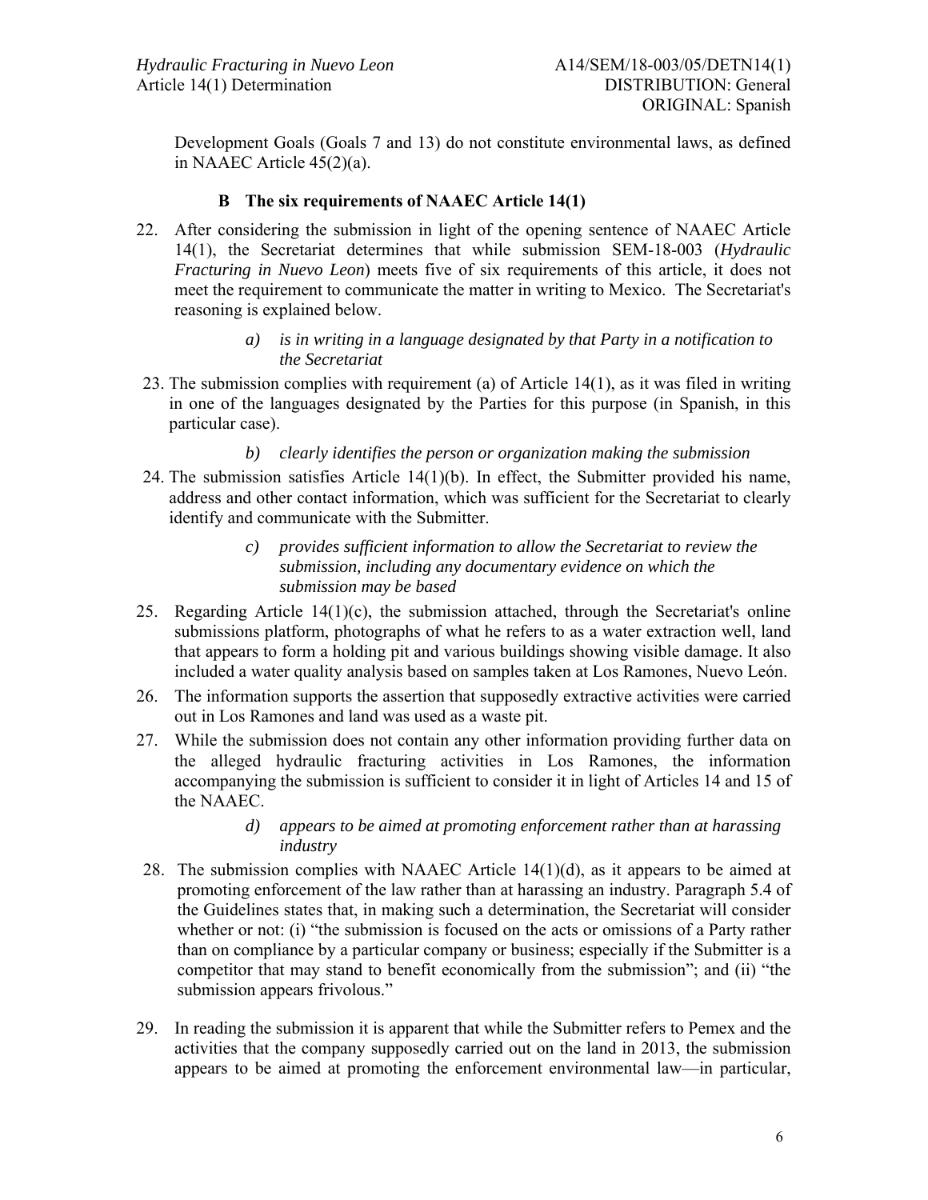Development Goals (Goals 7 and 13) do not constitute environmental laws, as defined in NAAEC Article 45(2)(a).

### B The six requirements of NAAEC Article 14(1)

22. After considering the submission in light of the opening sentence of NAAEC Article 14(1), the Secretariat determines that while submission SEM-18-003 (*Hydraulic Fracturing in Nuevo Leon*) meets five of six requirements of this article, it does not meet the requirement to communicate the matter in writing to Mexico. The Secretariat's reasoning is explained below.

> *a) is in writing in a language designated by that Party in a notification to the Secretariat*

23. The submission complies with requirement (a) of Article 14(1), as it was filed in writing in one of the languages designated by the Parties for this purpose (in Spanish, in this particular case).

> *b) clearly identifies the person or organization making the submission*

24. The submission satisfies Article 14(1)(b). In effect, the Submitter provided his name, address and other contact information, which was sufficient for the Secretariat to clearly identify and communicate with the Submitter.

> *c) provides sufficient information to allow the Secretariat to review the submission, including any documentary evidence on which the submission may be based*

25. Regarding Article 14(1)(c), the submission attached, through the Secretariat's online submissions platform, photographs of what he refers to as a water extraction well, land that appears to form a holding pit and various buildings showing visible damage. It also included a water quality analysis based on samples taken at Los Ramones, Nuevo León.

26. The information supports the assertion that supposedly extractive activities were carried out in Los Ramones and land was used as a waste pit.

27. While the submission does not contain any other information providing further data on the alleged hydraulic fracturing activities in Los Ramones, the information accompanying the submission is sufficient to consider it in light of Articles 14 and 15 of the NAAEC.

> *d) appears to be aimed at promoting enforcement rather than at harassing industry*

28. The submission complies with NAAEC Article 14(1)(d), as it appears to be aimed at promoting enforcement of the law rather than at harassing an industry. Paragraph 5.4 of the Guidelines states that, in making such a determination, the Secretariat will consider whether or not: (i) "the submission is focused on the acts or omissions of a Party rather than on compliance by a particular company or business; especially if the Submitter is a competitor that may stand to benefit economically from the submission"; and (ii) "the submission appears frivolous."

29. In reading the submission it is apparent that while the Submitter refers to Pemex and the activities that the company supposedly carried out on the land in 2013, the submission appears to be aimed at promoting the enforcement environmental law—in particular,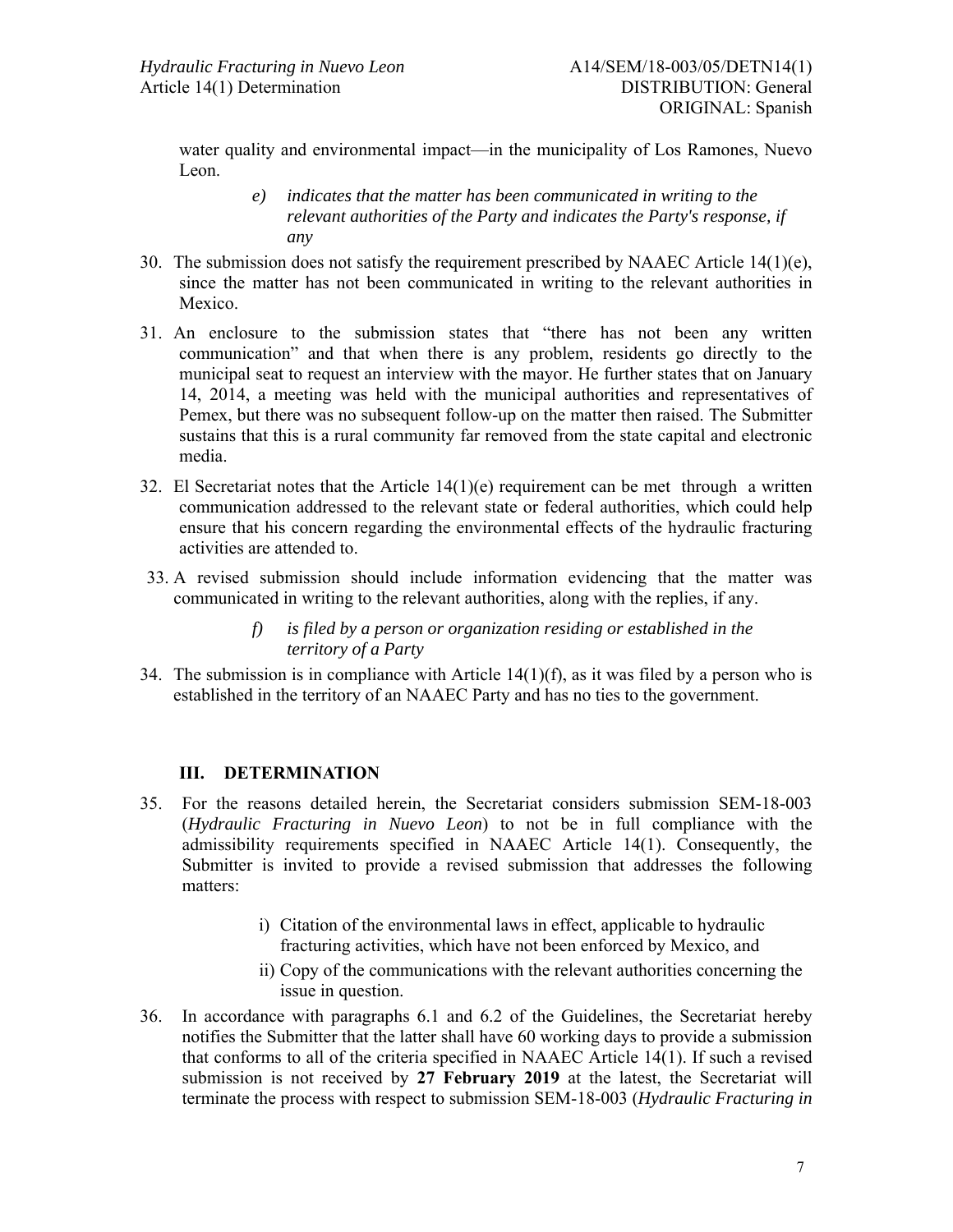water quality and environmental impact—in the municipality of Los Ramones, Nuevo Leon.

> *e) indicates that the matter has been communicated in writing to the relevant authorities of the Party and indicates the Party's response, if any*

30. The submission does not satisfy the requirement prescribed by NAAEC Article 14(1)(e), since the matter has not been communicated in writing to the relevant authorities in Mexico.

31. An enclosure to the submission states that "there has not been any written communication" and that when there is any problem, residents go directly to the municipal seat to request an interview with the mayor. He further states that on January 14, 2014, a meeting was held with the municipal authorities and representatives of Pemex, but there was no subsequent follow-up on the matter then raised. The Submitter sustains that this is a rural community far removed from the state capital and electronic media.

32. El Secretariat notes that the Article 14(1)(e) requirement can be met through a written communication addressed to the relevant state or federal authorities, which could help ensure that his concern regarding the environmental effects of the hydraulic fracturing activities are attended to.

33. A revised submission should include information evidencing that the matter was communicated in writing to the relevant authorities, along with the replies, if any.

> *f) is filed by a person or organization residing or established in the territory of a Party*

34. The submission is in compliance with Article 14(1)(f), as it was filed by a person who is established in the territory of an NAAEC Party and has no ties to the government.

## III. DETERMINATION

35. For the reasons detailed herein, the Secretariat considers submission SEM-18-003 (*Hydraulic Fracturing in Nuevo Leon*) to not be in full compliance with the admissibility requirements specified in NAAEC Article 14(1). Consequently, the Submitter is invited to provide a revised submission that addresses the following matters:

    i) Citation of the environmental laws in effect, applicable to hydraulic fracturing activities, which have not been enforced by Mexico, and
    ii) Copy of the communications with the relevant authorities concerning the issue in question.

36. In accordance with paragraphs 6.1 and 6.2 of the Guidelines, the Secretariat hereby notifies the Submitter that the latter shall have 60 working days to provide a submission that conforms to all of the criteria specified in NAAEC Article 14(1). If such a revised submission is not received by **27 February 2019** at the latest, the Secretariat will terminate the process with respect to submission SEM-18-003 (*Hydraulic Fracturing in*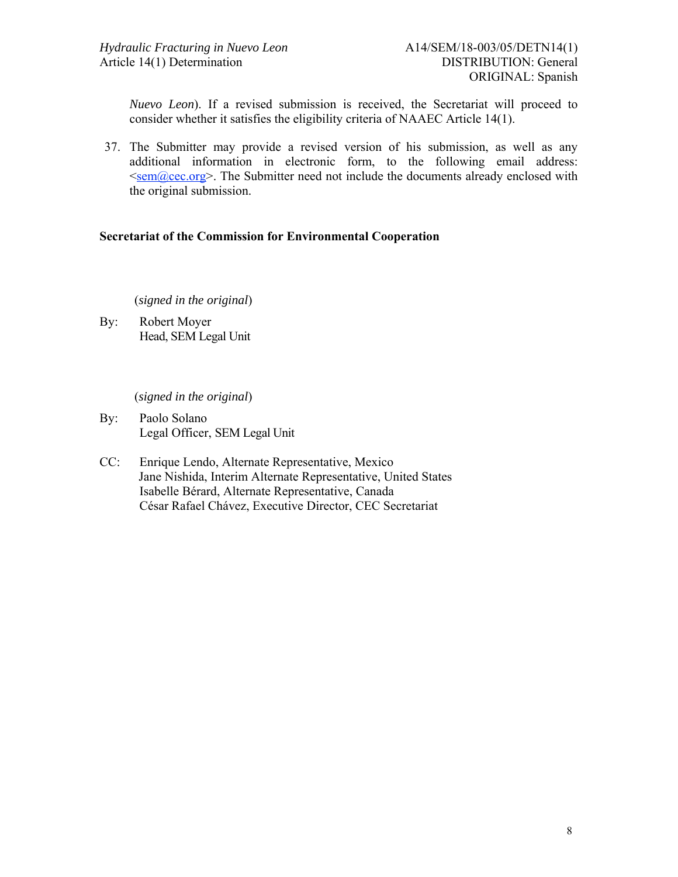*Nuevo Leon*). If a revised submission is received, the Secretariat will proceed to consider whether it satisfies the eligibility criteria of NAAEC Article 14(1).

37. The Submitter may provide a revised version of his submission, as well as any additional information in electronic form, to the following email address: <sem@cec.org>. The Submitter need not include the documents already enclosed with the original submission.

**Secretariat of the Commission for Environmental Cooperation**

(*signed in the original*)

By: Robert Moyer
Head, SEM Legal Unit

(*signed in the original*)

By: Paolo Solano
Legal Officer, SEM Legal Unit

CC: Enrique Lendo, Alternate Representative, Mexico
Jane Nishida, Interim Alternate Representative, United States
Isabelle Bérard, Alternate Representative, Canada
César Rafael Chávez, Executive Director, CEC Secretariat